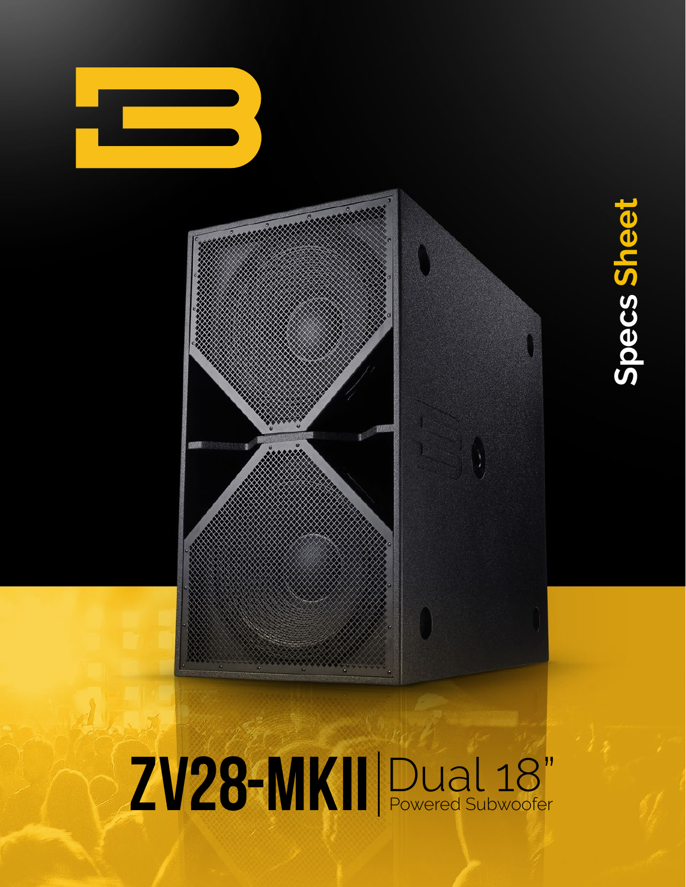Specs Sheet

# ZV28-MKII | Dual 18"

Powered Subwoofer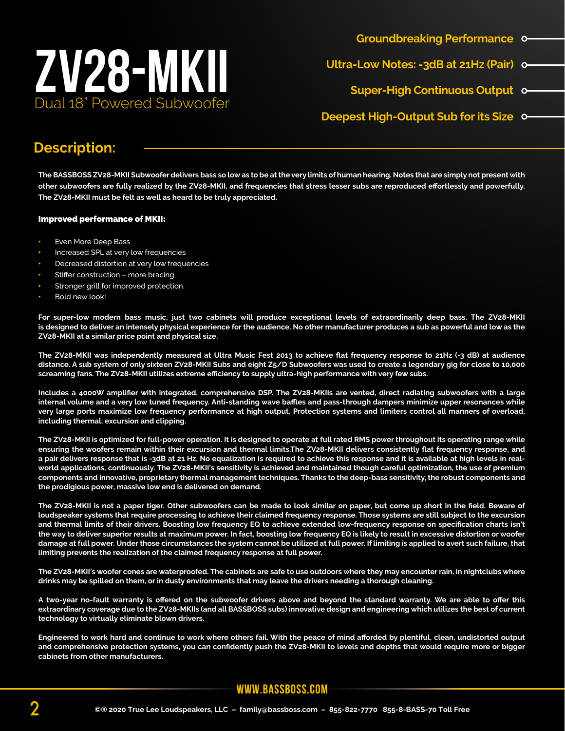# ZV28-MKII

Dual 18" Powered Subwoofer

- Groundbreaking Performance
- Ultra-Low Notes: -3dB at 21Hz (Pair)
- Super-High Continuous Output
- Deepest High-Output Sub for its Size

## Description:

**The BASSBOSS ZV28-MKII Subwoofer delivers bass so low as to be at the very limits of human hearing. Notes that are simply not present with other subwoofers are fully realized by the ZV28-MKII, and frequencies that stress lesser subs are reproduced effortlessly and powerfully. The ZV28-MKII must be felt as well as heard to be truly appreciated.**

### Improved performance of MKII:

- Even More Deep Bass
- Increased SPL at very low frequencies
- Decreased distortion at very low frequencies
- Stiffer construction – more bracing
- Stronger grill for improved protection.
- Bold new look!

**For super-low modern bass music, just two cabinets will produce exceptional levels of extraordinarily deep bass. The ZV28-MKII is designed to deliver an intensely physical experience for the audience. No other manufacturer produces a sub as powerful and low as the ZV28-MKII at a similar price point and physical size.**

**The ZV28-MKII was independently measured at Ultra Music Fest 2013 to achieve flat frequency response to 21Hz (-3 dB) at audience distance. A sub system of only sixteen ZV28-MKII Subs and eight Z5/D Subwoofers was used to create a legendary gig for close to 10,000 screaming fans. The ZV28-MKII utilizes extreme efficiency to supply ultra-high performance with very few subs.**

**Includes a 4000W amplifier with integrated, comprehensive DSP. The ZV28-MKIIs are vented, direct radiating subwoofers with a large internal volume and a very low tuned frequency. Anti-standing wave baffles and pass-through dampers minimize upper resonances while very large ports maximize low frequency performance at high output. Protection systems and limiters control all manners of overload, including thermal, excursion and clipping.**

**The ZV28-MKII is optimized for full-power operation. It is designed to operate at full rated RMS power throughout its operating range while ensuring the woofers remain within their excursion and thermal limits.The ZV28-MKII delivers consistently flat frequency response, and a pair delivers response that is -3dB at 21 Hz. No equalization is required to achieve this response and it is available at high levels in real-world applications, continuously. The ZV28-MKII's sensitivity is achieved and maintained though careful optimization, the use of premium components and innovative, proprietary thermal management techniques. Thanks to the deep-bass sensitivity, the robust components and the prodigious power, massive low end is delivered on demand.**

**The ZV28-MKII is not a paper tiger. Other subwoofers can be made to look similar on paper, but come up short in the field. Beware of loudspeaker systems that require processing to achieve their claimed frequency response. Those systems are still subject to the excursion and thermal limits of their drivers. Boosting low frequency EQ to achieve extended low-frequency response on specification charts isn't the way to deliver superior results at maximum power. In fact, boosting low frequency EQ is likely to result in excessive distortion or woofer damage at full power. Under those circumstances the system cannot be utilized at full power. If limiting is applied to avert such failure, that limiting prevents the realization of the claimed frequency response at full power.**

**The ZV28-MKII's woofer cones are waterproofed. The cabinets are safe to use outdoors where they may encounter rain, in nightclubs where drinks may be spilled on them, or in dusty environments that may leave the drivers needing a thorough cleaning.**

**A two-year no-fault warranty is offered on the subwoofer drivers above and beyond the standard warranty. We are able to offer this extraordinary coverage due to the ZV28-MKIIs (and all BASSBOSS subs) innovative design and engineering which utilizes the best of current technology to virtually eliminate blown drivers.**

**Engineered to work hard and continue to work where others fail. With the peace of mind afforded by plentiful, clean, undistorted output and comprehensive protection systems, you can confidently push the ZV28-MKII to levels and depths that would require more or bigger cabinets from other manufacturers.**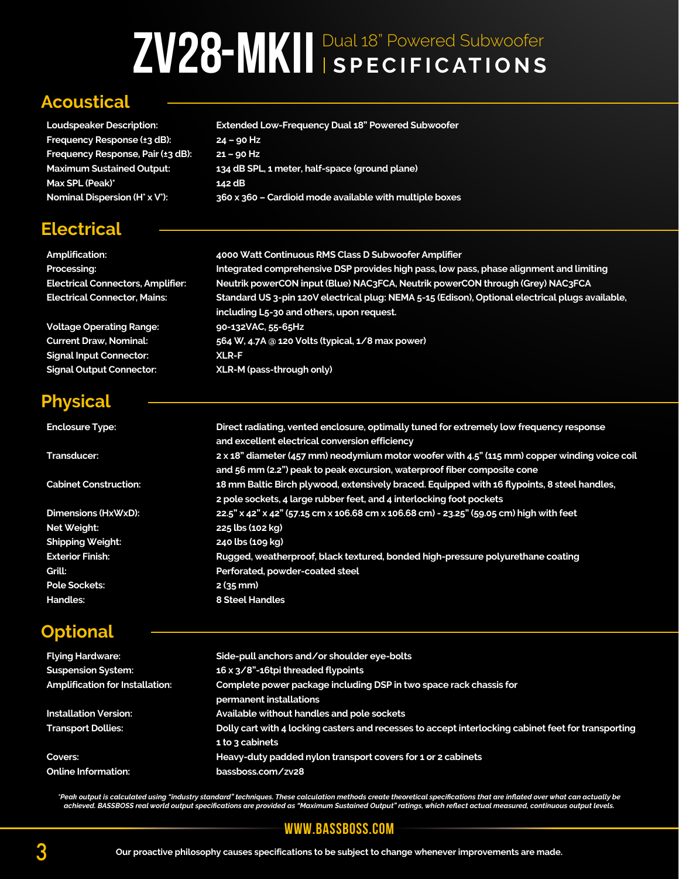# ZV28-MKII Dual 18" Powered Subwoofer | SPECIFICATIONS

## Acoustical

| | |
|---|---|
| **Loudspeaker Description:** | **Extended Low-Frequency Dual 18" Powered Subwoofer** |
| **Frequency Response (±3 dB):** | **24 – 90 Hz** |
| **Frequency Response, Pair (±3 dB):** | **21 – 90 Hz** |
| **Maximum Sustained Output:** | **134 dB SPL, 1 meter, half-space (ground plane)** |
| **Max SPL (Peak)*** | **142 dB** |
| **Nominal Dispersion (H° x V°):** | **360 x 360 – Cardioid mode available with multiple boxes** |

## Electrical

| | |
|---|---|
| **Amplification:** | **4000 Watt Continuous RMS Class D Subwoofer Amplifier** |
| **Processing:** | **Integrated comprehensive DSP provides high pass, low pass, phase alignment and limiting** |
| **Electrical Connectors, Amplifier:** | **Neutrik powerCON input (Blue) NAC3FCA, Neutrik powerCON through (Grey) NAC3FCA** |
| **Electrical Connector, Mains:** | **Standard US 3-pin 120V electrical plug: NEMA 5-15 (Edison), Optional electrical plugs available, including L5-30 and others, upon request.** |
| **Voltage Operating Range:** | **90-132VAC, 55-65Hz** |
| **Current Draw, Nominal:** | **564 W, 4.7A @ 120 Volts (typical, 1/8 max power)** |
| **Signal Input Connector:** | **XLR-F** |
| **Signal Output Connector:** | **XLR-M (pass-through only)** |

## Physical

| | |
|---|---|
| **Enclosure Type:** | **Direct radiating, vented enclosure, optimally tuned for extremely low frequency response and excellent electrical conversion efficiency** |
| **Transducer:** | **2 x 18" diameter (457 mm) neodymium motor woofer with 4.5" (115 mm) copper winding voice coil and 56 mm (2.2") peak to peak excursion, waterproof fiber composite cone** |
| **Cabinet Construction:** | **18 mm Baltic Birch plywood, extensively braced. Equipped with 16 flypoints, 8 steel handles, 2 pole sockets, 4 large rubber feet, and 4 interlocking foot pockets** |
| **Dimensions (HxWxD):** | **22.5" x 42" x 42" (57.15 cm x 106.68 cm x 106.68 cm) - 23.25" (59.05 cm) high with feet** |
| **Net Weight:** | **225 lbs (102 kg)** |
| **Shipping Weight:** | **240 lbs (109 kg)** |
| **Exterior Finish:** | **Rugged, weatherproof, black textured, bonded high-pressure polyurethane coating** |
| **Grill:** | **Perforated, powder-coated steel** |
| **Pole Sockets:** | **2 (35 mm)** |
| **Handles:** | **8 Steel Handles** |

## Optional

| | |
|---|---|
| **Flying Hardware:** | **Side-pull anchors and/or shoulder eye-bolts** |
| **Suspension System:** | **16 x 3/8"-16tpi threaded flypoints** |
| **Amplification for Installation:** | **Complete power package including DSP in two space rack chassis for permanent installations** |
| **Installation Version:** | **Available without handles and pole sockets** |
| **Transport Dollies:** | **Dolly cart with 4 locking casters and recesses to accept interlocking cabinet feet for transporting 1 to 3 cabinets** |
| **Covers:** | **Heavy-duty padded nylon transport covers for 1 or 2 cabinets** |
| **Online Information:** | **bassboss.com/zv28** |

*\*Peak output is calculated using "industry standard" techniques. These calculation methods create theoretical specifications that are inflated over what can actually be achieved. BASSBOSS real world output specifications are provided as "Maximum Sustained Output" ratings, which reflect actual measured, continuous output levels.*

**WWW.BASSBOSS.COM**

**Our proactive philosophy causes specifications to be subject to change whenever improvements are made.**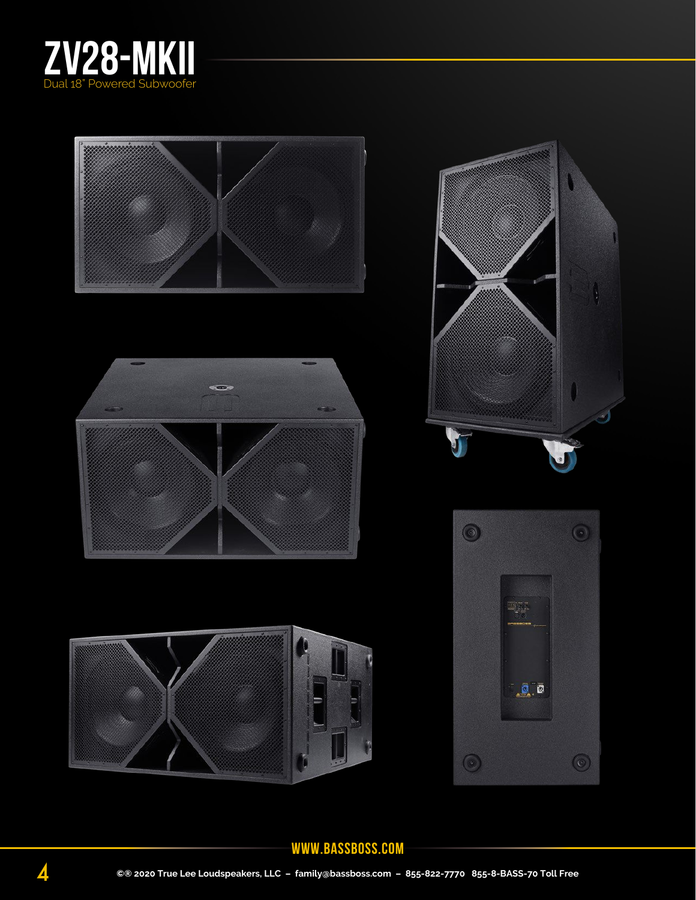# ZV28-MKII

Dual 18" Powered Subwoofer

**WWW.BASSBOSS.COM**

**©® 2020 True Lee Loudspeakers, LLC – family@bassboss.com – 855-822-7770 855-8-BASS-70 Toll Free**